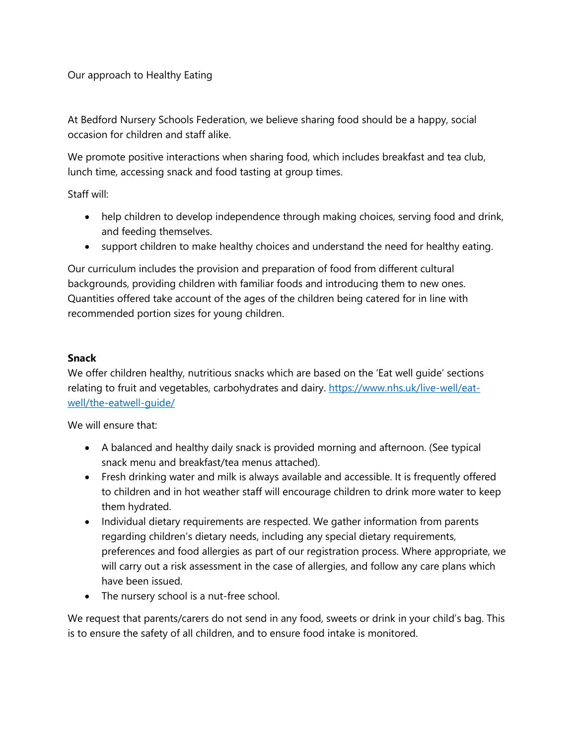Our approach to Healthy Eating

At Bedford Nursery Schools Federation, we believe sharing food should be a happy, social occasion for children and staff alike.

We promote positive interactions when sharing food, which includes breakfast and tea club, lunch time, accessing snack and food tasting at group times.

Staff will:

- help children to develop independence through making choices, serving food and drink, and feeding themselves.
- support children to make healthy choices and understand the need for healthy eating.

Our curriculum includes the provision and preparation of food from different cultural backgrounds, providing children with familiar foods and introducing them to new ones. Quantities offered take account of the ages of the children being catered for in line with recommended portion sizes for young children.

**Snack**

We offer children healthy, nutritious snacks which are based on the 'Eat well guide' sections relating to fruit and vegetables, carbohydrates and dairy. https://www.nhs.uk/live-well/eat-well/the-eatwell-guide/

We will ensure that:

- A balanced and healthy daily snack is provided morning and afternoon. (See typical snack menu and breakfast/tea menus attached).
- Fresh drinking water and milk is always available and accessible. It is frequently offered to children and in hot weather staff will encourage children to drink more water to keep them hydrated.
- Individual dietary requirements are respected. We gather information from parents regarding children's dietary needs, including any special dietary requirements, preferences and food allergies as part of our registration process. Where appropriate, we will carry out a risk assessment in the case of allergies, and follow any care plans which have been issued.
- The nursery school is a nut-free school.

We request that parents/carers do not send in any food, sweets or drink in your child's bag. This is to ensure the safety of all children, and to ensure food intake is monitored.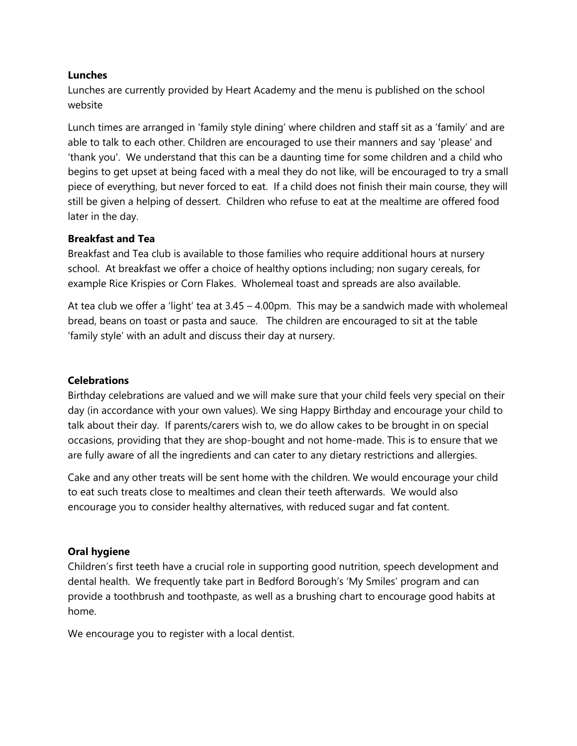**Lunches**

Lunches are currently provided by Heart Academy and the menu is published on the school website

Lunch times are arranged in 'family style dining' where children and staff sit as a 'family' and are able to talk to each other. Children are encouraged to use their manners and say 'please' and 'thank you'. We understand that this can be a daunting time for some children and a child who begins to get upset at being faced with a meal they do not like, will be encouraged to try a small piece of everything, but never forced to eat. If a child does not finish their main course, they will still be given a helping of dessert. Children who refuse to eat at the mealtime are offered food later in the day.

**Breakfast and Tea**

Breakfast and Tea club is available to those families who require additional hours at nursery school. At breakfast we offer a choice of healthy options including; non sugary cereals, for example Rice Krispies or Corn Flakes. Wholemeal toast and spreads are also available.

At tea club we offer a 'light' tea at 3.45 – 4.00pm. This may be a sandwich made with wholemeal bread, beans on toast or pasta and sauce. The children are encouraged to sit at the table 'family style' with an adult and discuss their day at nursery.

**Celebrations**

Birthday celebrations are valued and we will make sure that your child feels very special on their day (in accordance with your own values). We sing Happy Birthday and encourage your child to talk about their day. If parents/carers wish to, we do allow cakes to be brought in on special occasions, providing that they are shop-bought and not home-made. This is to ensure that we are fully aware of all the ingredients and can cater to any dietary restrictions and allergies.

Cake and any other treats will be sent home with the children. We would encourage your child to eat such treats close to mealtimes and clean their teeth afterwards. We would also encourage you to consider healthy alternatives, with reduced sugar and fat content.

**Oral hygiene**

Children's first teeth have a crucial role in supporting good nutrition, speech development and dental health. We frequently take part in Bedford Borough's 'My Smiles' program and can provide a toothbrush and toothpaste, as well as a brushing chart to encourage good habits at home.

We encourage you to register with a local dentist.